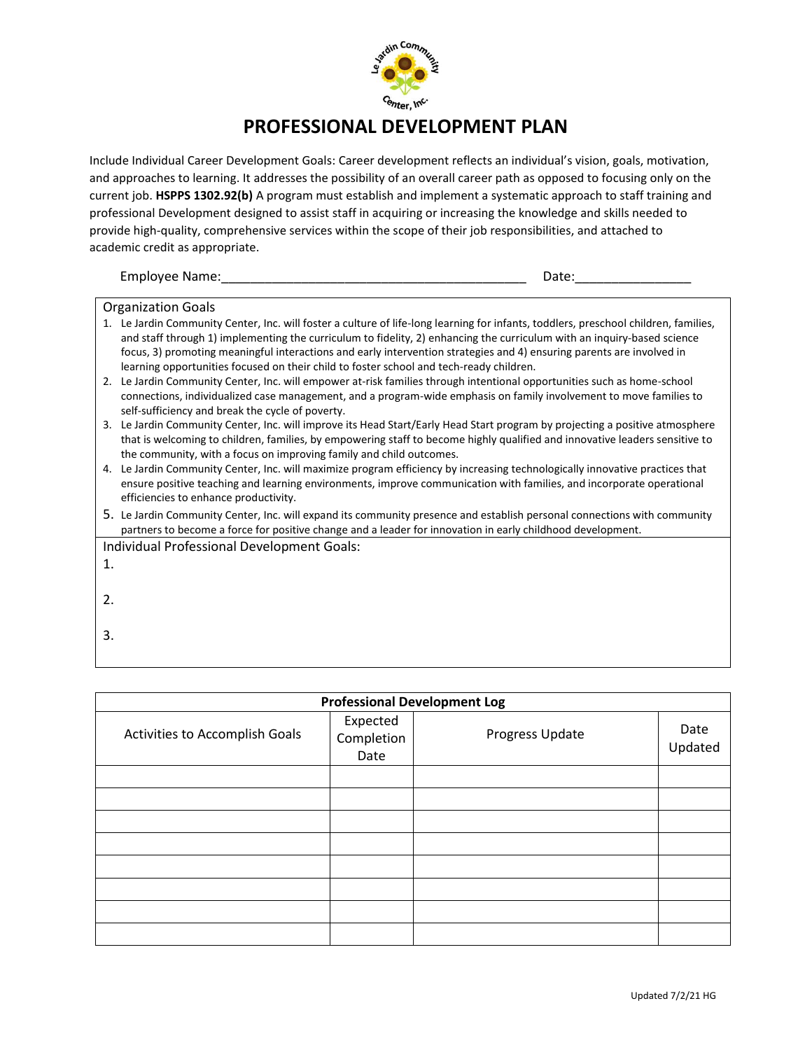Le Jardin Community Center, Inc.

# PROFESSIONAL DEVELOPMENT PLAN

Include Individual Career Development Goals: Career development reflects an individual's vision, goals, motivation, and approaches to learning. It addresses the possibility of an overall career path as opposed to focusing only on the current job. **HSPPS 1302.92(b)** A program must establish and implement a systematic approach to staff training and professional Development designed to assist staff in acquiring or increasing the knowledge and skills needed to provide high-quality, comprehensive services within the scope of their job responsibilities, and attached to academic credit as appropriate.

Employee Name:_________________________________________ Date:_______________

Organization Goals

1. Le Jardin Community Center, Inc. will foster a culture of life-long learning for infants, toddlers, preschool children, families, and staff through 1) implementing the curriculum to fidelity, 2) enhancing the curriculum with an inquiry-based science focus, 3) promoting meaningful interactions and early intervention strategies and 4) ensuring parents are involved in learning opportunities focused on their child to foster school and tech-ready children.
2. Le Jardin Community Center, Inc. will empower at-risk families through intentional opportunities such as home-school connections, individualized case management, and a program-wide emphasis on family involvement to move families to self-sufficiency and break the cycle of poverty.
3. Le Jardin Community Center, Inc. will improve its Head Start/Early Head Start program by projecting a positive atmosphere that is welcoming to children, families, by empowering staff to become highly qualified and innovative leaders sensitive to the community, with a focus on improving family and child outcomes.
4. Le Jardin Community Center, Inc. will maximize program efficiency by increasing technologically innovative practices that ensure positive teaching and learning environments, improve communication with families, and incorporate operational efficiencies to enhance productivity.
5. Le Jardin Community Center, Inc. will expand its community presence and establish personal connections with community partners to become a force for positive change and a leader for innovation in early childhood development.

Individual Professional Development Goals:

1.

2.

3.

| Professional Development Log | | | |
|---|---|---|---|
| Activities to Accomplish Goals | Expected Completion Date | Progress Update | Date Updated |
| | | | |
| | | | |
| | | | |
| | | | |
| | | | |
| | | | |
| | | | |
| | | | |

Updated 7/2/21 HG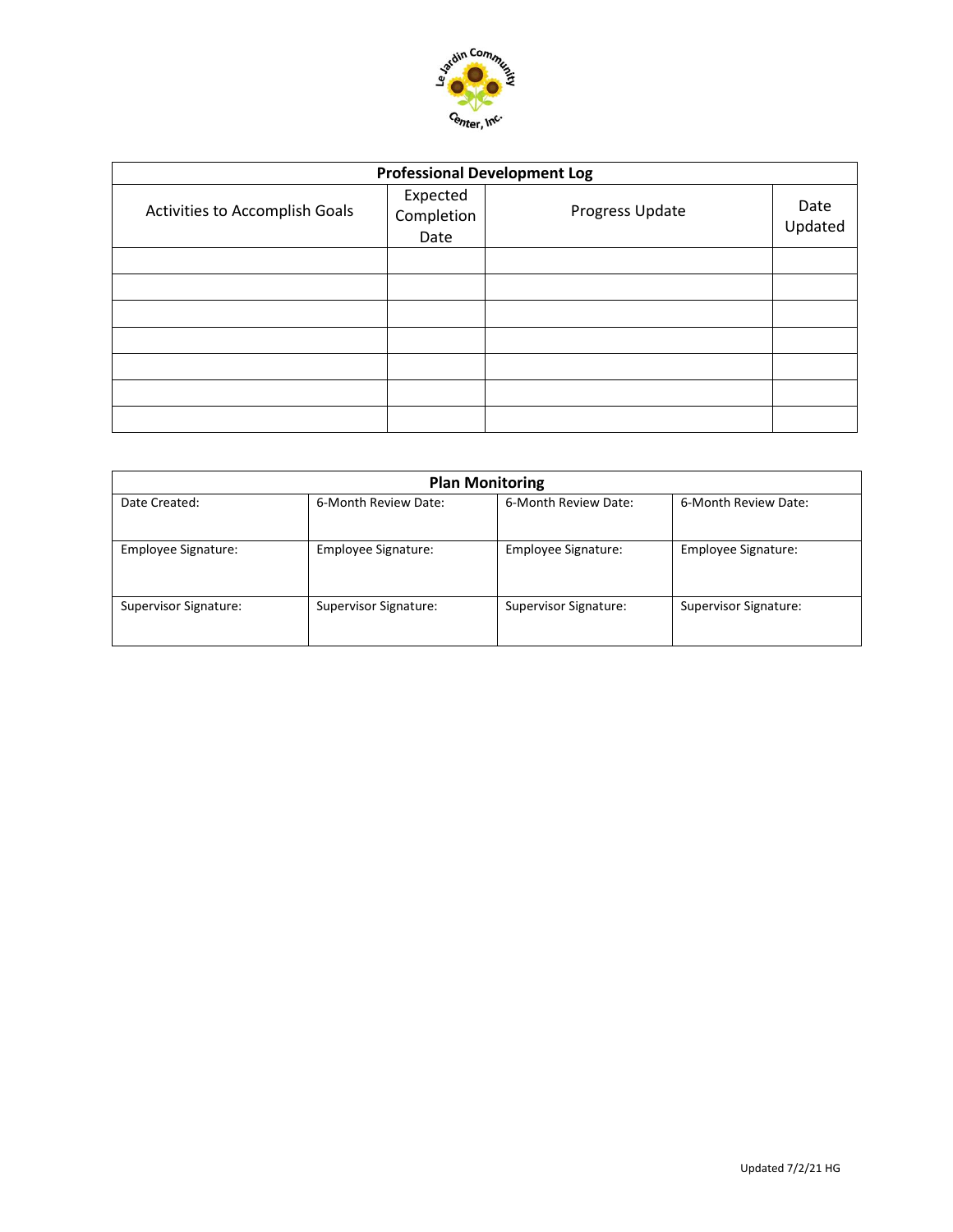Le Jardin Community Center, Inc.

| Professional Development Log | | | |
|---|---|---|---|
| Activities to Accomplish Goals | Expected Completion Date | Progress Update | Date Updated |
| | | | |
| | | | |
| | | | |
| | | | |
| | | | |
| | | | |
| | | | |

| Plan Monitoring | | | |
|---|---|---|---|
| Date Created: | 6-Month Review Date: | 6-Month Review Date: | 6-Month Review Date: |
| Employee Signature: | Employee Signature: | Employee Signature: | Employee Signature: |
| Supervisor Signature: | Supervisor Signature: | Supervisor Signature: | Supervisor Signature: |

Updated 7/2/21 HG